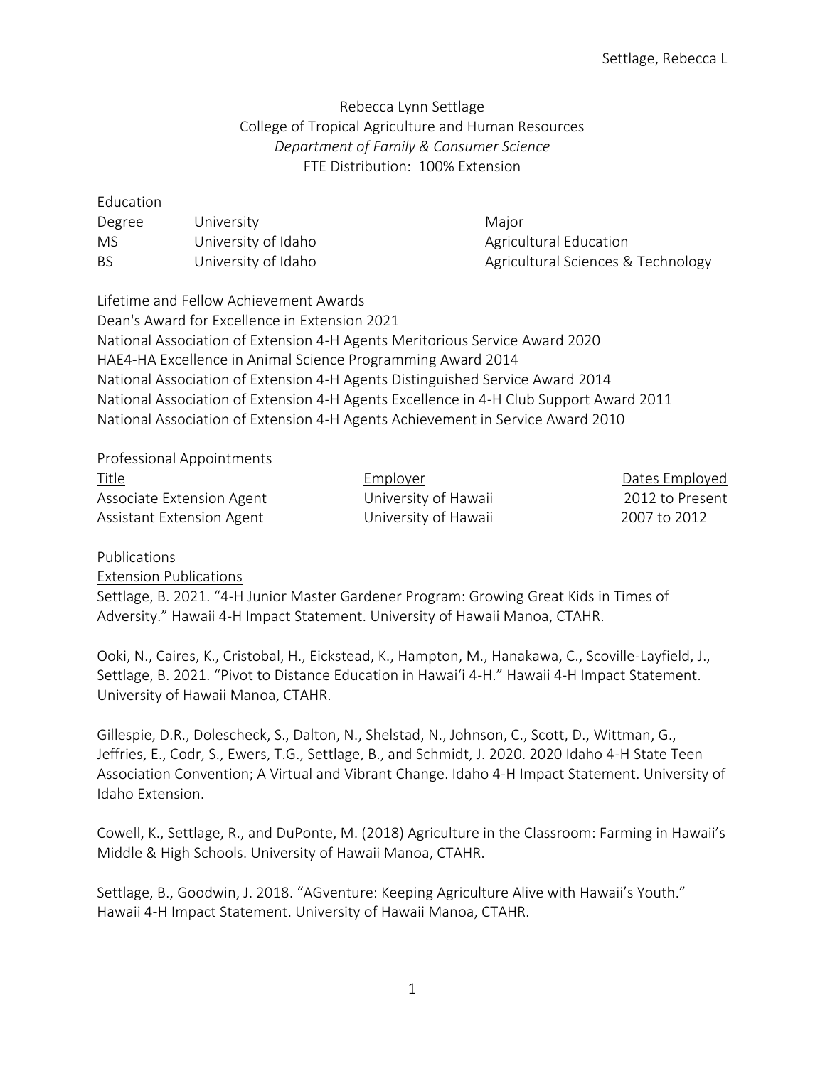Rebecca Lynn Settlage
College of Tropical Agriculture and Human Resources
*Department of Family & Consumer Science*
FTE Distribution: 100% Extension

## Education

| Degree | University | Major |
| --- | --- | --- |
| MS | University of Idaho | Agricultural Education |
| BS | University of Idaho | Agricultural Sciences & Technology |

## Lifetime and Fellow Achievement Awards

Dean's Award for Excellence in Extension 2021
National Association of Extension 4-H Agents Meritorious Service Award 2020
HAE4-HA Excellence in Animal Science Programming Award 2014
National Association of Extension 4-H Agents Distinguished Service Award 2014
National Association of Extension 4-H Agents Excellence in 4-H Club Support Award 2011
National Association of Extension 4-H Agents Achievement in Service Award 2010

## Professional Appointments

| Title | Employer | Dates Employed |
| --- | --- | --- |
| Associate Extension Agent | University of Hawaii | 2012 to Present |
| Assistant Extension Agent | University of Hawaii | 2007 to 2012 |

## Publications

### Extension Publications

Settlage, B. 2021. “4-H Junior Master Gardener Program: Growing Great Kids in Times of Adversity.” Hawaii 4-H Impact Statement. University of Hawaii Manoa, CTAHR.

Ooki, N., Caires, K., Cristobal, H., Eickstead, K., Hampton, M., Hanakawa, C., Scoville-Layfield, J., Settlage, B. 2021. “Pivot to Distance Education in Hawaiʻi 4-H.” Hawaii 4-H Impact Statement. University of Hawaii Manoa, CTAHR.

Gillespie, D.R., Dolescheck, S., Dalton, N., Shelstad, N., Johnson, C., Scott, D., Wittman, G., Jeffries, E., Codr, S., Ewers, T.G., Settlage, B., and Schmidt, J. 2020. 2020 Idaho 4-H State Teen Association Convention; A Virtual and Vibrant Change. Idaho 4-H Impact Statement. University of Idaho Extension.

Cowell, K., Settlage, R., and DuPonte, M. (2018) Agriculture in the Classroom: Farming in Hawaii’s Middle & High Schools. University of Hawaii Manoa, CTAHR.

Settlage, B., Goodwin, J. 2018. “AGventure: Keeping Agriculture Alive with Hawaii’s Youth.” Hawaii 4-H Impact Statement. University of Hawaii Manoa, CTAHR.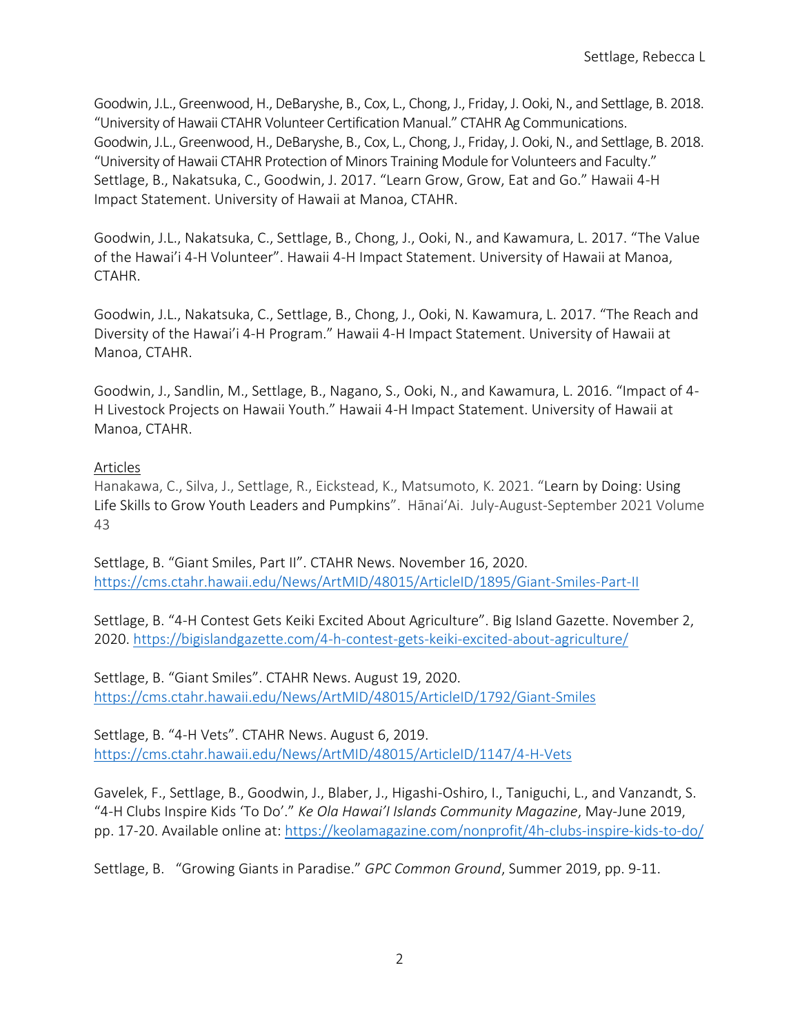Goodwin, J.L., Greenwood, H., DeBaryshe, B., Cox, L., Chong, J., Friday, J. Ooki, N., and Settlage, B. 2018. "University of Hawaii CTAHR Volunteer Certification Manual." CTAHR Ag Communications.
Goodwin, J.L., Greenwood, H., DeBaryshe, B., Cox, L., Chong, J., Friday, J. Ooki, N., and Settlage, B. 2018. "University of Hawaii CTAHR Protection of Minors Training Module for Volunteers and Faculty."
Settlage, B., Nakatsuka, C., Goodwin, J. 2017. "Learn Grow, Grow, Eat and Go." Hawaii 4-H Impact Statement. University of Hawaii at Manoa, CTAHR.

Goodwin, J.L., Nakatsuka, C., Settlage, B., Chong, J., Ooki, N., and Kawamura, L. 2017. "The Value of the Hawai'i 4-H Volunteer". Hawaii 4-H Impact Statement. University of Hawaii at Manoa, CTAHR.

Goodwin, J.L., Nakatsuka, C., Settlage, B., Chong, J., Ooki, N. Kawamura, L. 2017. "The Reach and Diversity of the Hawai'i 4-H Program." Hawaii 4-H Impact Statement. University of Hawaii at Manoa, CTAHR.

Goodwin, J., Sandlin, M., Settlage, B., Nagano, S., Ooki, N., and Kawamura, L. 2016. "Impact of 4-H Livestock Projects on Hawaii Youth." Hawaii 4-H Impact Statement. University of Hawaii at Manoa, CTAHR.

Articles

Hanakawa, C., Silva, J., Settlage, R., Eickstead, K., Matsumoto, K. 2021. "Learn by Doing: Using Life Skills to Grow Youth Leaders and Pumpkins". Hānai'Ai. July-August-September 2021 Volume 43

Settlage, B. "Giant Smiles, Part II". CTAHR News. November 16, 2020. https://cms.ctahr.hawaii.edu/News/ArtMID/48015/ArticleID/1895/Giant-Smiles-Part-II

Settlage, B. "4-H Contest Gets Keiki Excited About Agriculture". Big Island Gazette. November 2, 2020. https://bigislandgazette.com/4-h-contest-gets-keiki-excited-about-agriculture/

Settlage, B. "Giant Smiles". CTAHR News. August 19, 2020. https://cms.ctahr.hawaii.edu/News/ArtMID/48015/ArticleID/1792/Giant-Smiles

Settlage, B. "4-H Vets". CTAHR News. August 6, 2019. https://cms.ctahr.hawaii.edu/News/ArtMID/48015/ArticleID/1147/4-H-Vets

Gavelek, F., Settlage, B., Goodwin, J., Blaber, J., Higashi-Oshiro, I., Taniguchi, L., and Vanzandt, S. "4-H Clubs Inspire Kids 'To Do'." *Ke Ola Hawai'I Islands Community Magazine*, May-June 2019, pp. 17-20. Available online at: https://keolamagazine.com/nonprofit/4h-clubs-inspire-kids-to-do/

Settlage, B. "Growing Giants in Paradise." *GPC Common Ground*, Summer 2019, pp. 9-11.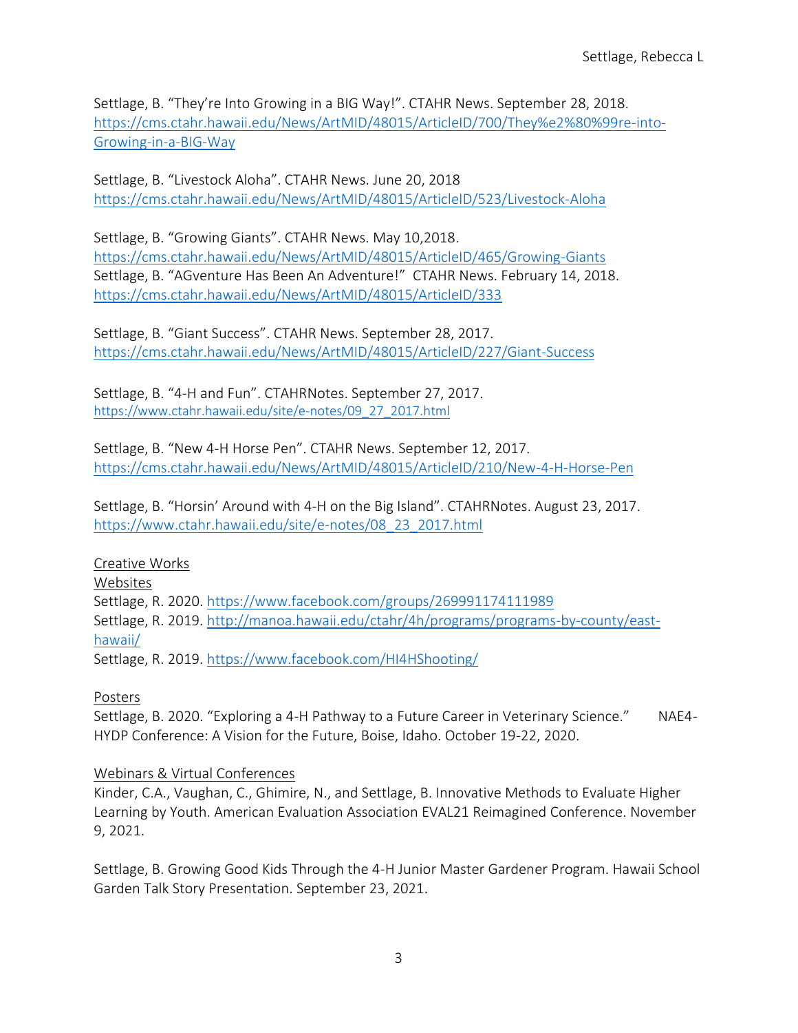Settlage, B. “They’re Into Growing in a BIG Way!”. CTAHR News. September 28, 2018. https://cms.ctahr.hawaii.edu/News/ArtMID/48015/ArticleID/700/They%e2%80%99re-into-Growing-in-a-BIG-Way

Settlage, B. “Livestock Aloha”. CTAHR News. June 20, 2018 https://cms.ctahr.hawaii.edu/News/ArtMID/48015/ArticleID/523/Livestock-Aloha

Settlage, B. “Growing Giants”. CTAHR News. May 10,2018. https://cms.ctahr.hawaii.edu/News/ArtMID/48015/ArticleID/465/Growing-Giants
Settlage, B. “AGventure Has Been An Adventure!” CTAHR News. February 14, 2018. https://cms.ctahr.hawaii.edu/News/ArtMID/48015/ArticleID/333

Settlage, B. “Giant Success”. CTAHR News. September 28, 2017. https://cms.ctahr.hawaii.edu/News/ArtMID/48015/ArticleID/227/Giant-Success

Settlage, B. “4-H and Fun”. CTAHRNotes. September 27, 2017. https://www.ctahr.hawaii.edu/site/e-notes/09_27_2017.html

Settlage, B. “New 4-H Horse Pen”. CTAHR News. September 12, 2017. https://cms.ctahr.hawaii.edu/News/ArtMID/48015/ArticleID/210/New-4-H-Horse-Pen

Settlage, B. “Horsin’ Around with 4-H on the Big Island”. CTAHRNotes. August 23, 2017. https://www.ctahr.hawaii.edu/site/e-notes/08_23_2017.html

Creative Works

Websites

Settlage, R. 2020. https://www.facebook.com/groups/269991174111989
Settlage, R. 2019. http://manoa.hawaii.edu/ctahr/4h/programs/programs-by-county/east-hawaii/
Settlage, R. 2019. https://www.facebook.com/HI4HShooting/

Posters

Settlage, B. 2020. “Exploring a 4-H Pathway to a Future Career in Veterinary Science.” NAE4-HYDP Conference: A Vision for the Future, Boise, Idaho. October 19-22, 2020.

Webinars & Virtual Conferences

Kinder, C.A., Vaughan, C., Ghimire, N., and Settlage, B. Innovative Methods to Evaluate Higher Learning by Youth. American Evaluation Association EVAL21 Reimagined Conference. November 9, 2021.

Settlage, B. Growing Good Kids Through the 4-H Junior Master Gardener Program. Hawaii School Garden Talk Story Presentation. September 23, 2021.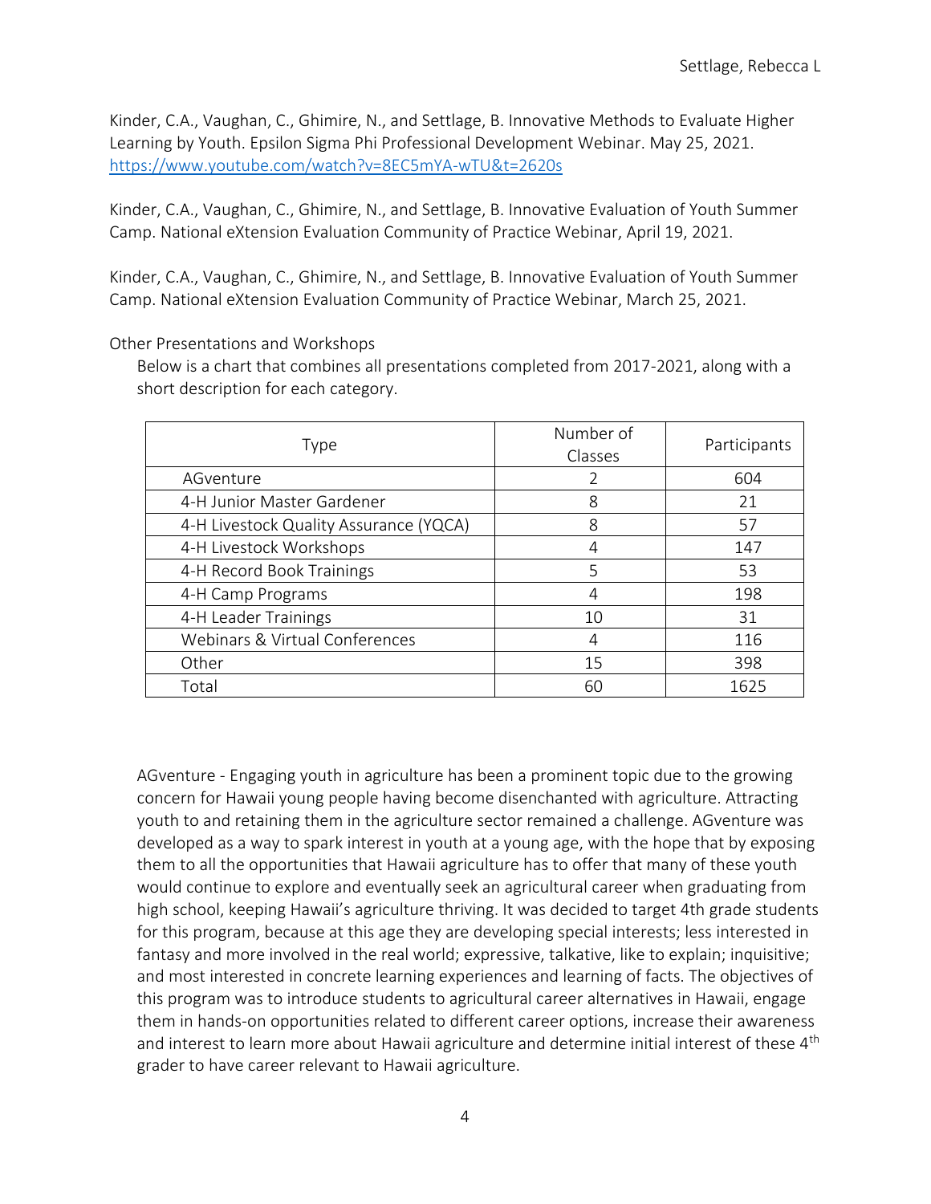Kinder, C.A., Vaughan, C., Ghimire, N., and Settlage, B. Innovative Methods to Evaluate Higher Learning by Youth. Epsilon Sigma Phi Professional Development Webinar. May 25, 2021. https://www.youtube.com/watch?v=8EC5mYA-wTU&t=2620s

Kinder, C.A., Vaughan, C., Ghimire, N., and Settlage, B. Innovative Evaluation of Youth Summer Camp. National eXtension Evaluation Community of Practice Webinar, April 19, 2021.

Kinder, C.A., Vaughan, C., Ghimire, N., and Settlage, B. Innovative Evaluation of Youth Summer Camp. National eXtension Evaluation Community of Practice Webinar, March 25, 2021.

Other Presentations and Workshops

Below is a chart that combines all presentations completed from 2017-2021, along with a short description for each category.

| Type | Number of Classes | Participants |
| --- | --- | --- |
| AGventure | 2 | 604 |
| 4-H Junior Master Gardener | 8 | 21 |
| 4-H Livestock Quality Assurance (YQCA) | 8 | 57 |
| 4-H Livestock Workshops | 4 | 147 |
| 4-H Record Book Trainings | 5 | 53 |
| 4-H Camp Programs | 4 | 198 |
| 4-H Leader Trainings | 10 | 31 |
| Webinars & Virtual Conferences | 4 | 116 |
| Other | 15 | 398 |
| Total | 60 | 1625 |

AGventure - Engaging youth in agriculture has been a prominent topic due to the growing concern for Hawaii young people having become disenchanted with agriculture. Attracting youth to and retaining them in the agriculture sector remained a challenge. AGventure was developed as a way to spark interest in youth at a young age, with the hope that by exposing them to all the opportunities that Hawaii agriculture has to offer that many of these youth would continue to explore and eventually seek an agricultural career when graduating from high school, keeping Hawaii's agriculture thriving. It was decided to target 4th grade students for this program, because at this age they are developing special interests; less interested in fantasy and more involved in the real world; expressive, talkative, like to explain; inquisitive; and most interested in concrete learning experiences and learning of facts. The objectives of this program was to introduce students to agricultural career alternatives in Hawaii, engage them in hands-on opportunities related to different career options, increase their awareness and interest to learn more about Hawaii agriculture and determine initial interest of these 4th grader to have career relevant to Hawaii agriculture.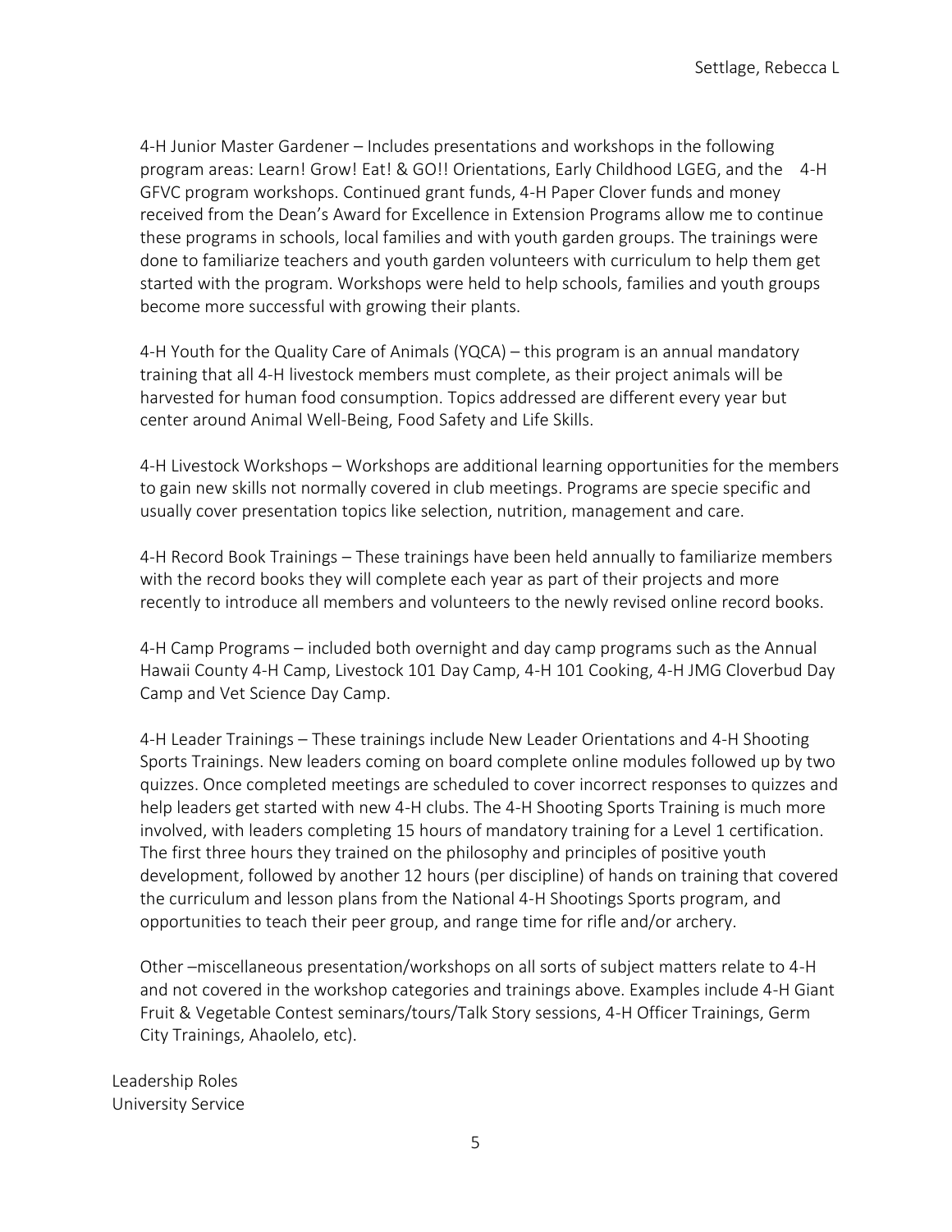4-H Junior Master Gardener – Includes presentations and workshops in the following program areas: Learn! Grow! Eat! & GO!! Orientations, Early Childhood LGEG, and the 4-H GFVC program workshops. Continued grant funds, 4-H Paper Clover funds and money received from the Dean's Award for Excellence in Extension Programs allow me to continue these programs in schools, local families and with youth garden groups. The trainings were done to familiarize teachers and youth garden volunteers with curriculum to help them get started with the program. Workshops were held to help schools, families and youth groups become more successful with growing their plants.

4-H Youth for the Quality Care of Animals (YQCA) – this program is an annual mandatory training that all 4-H livestock members must complete, as their project animals will be harvested for human food consumption. Topics addressed are different every year but center around Animal Well-Being, Food Safety and Life Skills.

4-H Livestock Workshops – Workshops are additional learning opportunities for the members to gain new skills not normally covered in club meetings. Programs are specie specific and usually cover presentation topics like selection, nutrition, management and care.

4-H Record Book Trainings – These trainings have been held annually to familiarize members with the record books they will complete each year as part of their projects and more recently to introduce all members and volunteers to the newly revised online record books.

4-H Camp Programs – included both overnight and day camp programs such as the Annual Hawaii County 4-H Camp, Livestock 101 Day Camp, 4-H 101 Cooking, 4-H JMG Cloverbud Day Camp and Vet Science Day Camp.

4-H Leader Trainings – These trainings include New Leader Orientations and 4-H Shooting Sports Trainings. New leaders coming on board complete online modules followed up by two quizzes. Once completed meetings are scheduled to cover incorrect responses to quizzes and help leaders get started with new 4-H clubs. The 4-H Shooting Sports Training is much more involved, with leaders completing 15 hours of mandatory training for a Level 1 certification. The first three hours they trained on the philosophy and principles of positive youth development, followed by another 12 hours (per discipline) of hands on training that covered the curriculum and lesson plans from the National 4-H Shootings Sports program, and opportunities to teach their peer group, and range time for rifle and/or archery.

Other –miscellaneous presentation/workshops on all sorts of subject matters relate to 4-H and not covered in the workshop categories and trainings above. Examples include 4-H Giant Fruit & Vegetable Contest seminars/tours/Talk Story sessions, 4-H Officer Trainings, Germ City Trainings, Ahaolelo, etc).

Leadership Roles

University Service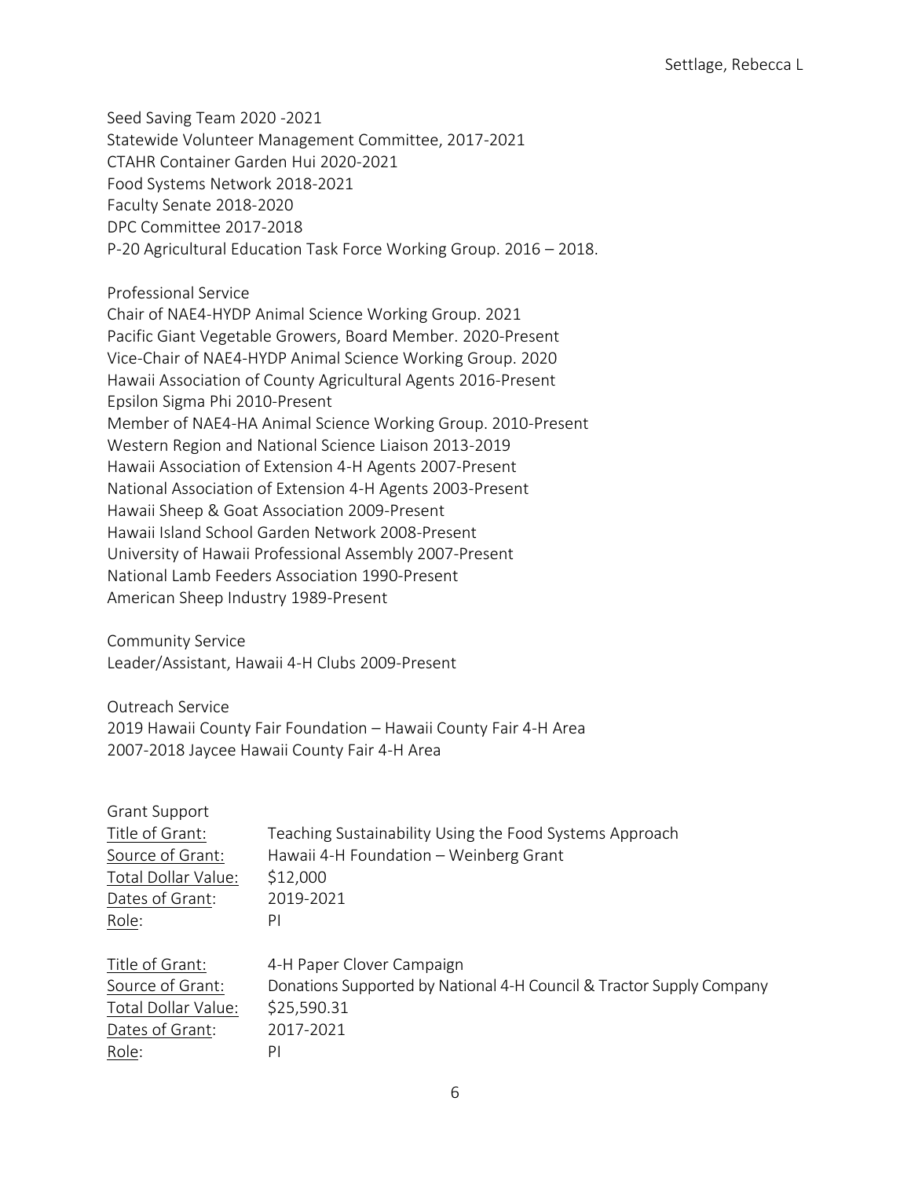Seed Saving Team 2020 -2021
Statewide Volunteer Management Committee, 2017-2021
CTAHR Container Garden Hui 2020-2021
Food Systems Network 2018-2021
Faculty Senate 2018-2020
DPC Committee 2017-2018
P-20 Agricultural Education Task Force Working Group. 2016 – 2018.

Professional Service
Chair of NAE4-HYDP Animal Science Working Group. 2021
Pacific Giant Vegetable Growers, Board Member. 2020-Present
Vice-Chair of NAE4-HYDP Animal Science Working Group. 2020
Hawaii Association of County Agricultural Agents 2016-Present
Epsilon Sigma Phi 2010-Present
Member of NAE4-HA Animal Science Working Group. 2010-Present
Western Region and National Science Liaison 2013-2019
Hawaii Association of Extension 4-H Agents 2007-Present
National Association of Extension 4-H Agents 2003-Present
Hawaii Sheep & Goat Association 2009-Present
Hawaii Island School Garden Network 2008-Present
University of Hawaii Professional Assembly 2007-Present
National Lamb Feeders Association 1990-Present
American Sheep Industry 1989-Present

Community Service
Leader/Assistant, Hawaii 4-H Clubs 2009-Present

Outreach Service
2019 Hawaii County Fair Foundation – Hawaii County Fair 4-H Area
2007-2018 Jaycee Hawaii County Fair 4-H Area

Grant Support

| | |
|---|---|
| Title of Grant: | Teaching Sustainability Using the Food Systems Approach |
| Source of Grant: | Hawaii 4-H Foundation – Weinberg Grant |
| Total Dollar Value: | $12,000 |
| Dates of Grant: | 2019-2021 |
| Role: | PI |

| | |
|---|---|
| Title of Grant: | 4-H Paper Clover Campaign |
| Source of Grant: | Donations Supported by National 4-H Council & Tractor Supply Company |
| Total Dollar Value: | $25,590.31 |
| Dates of Grant: | 2017-2021 |
| Role: | PI |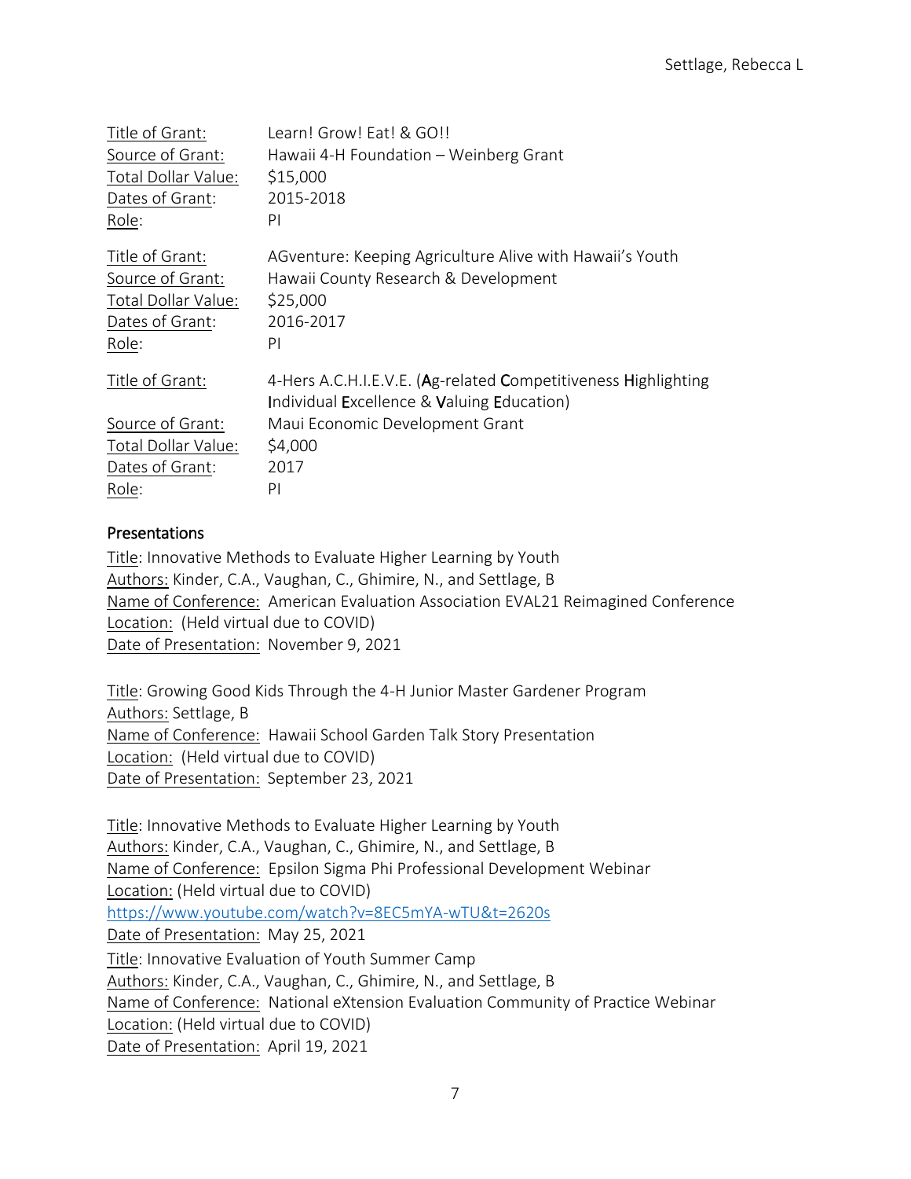Title of Grant: Learn! Grow! Eat! & GO!!
Source of Grant: Hawaii 4-H Foundation – Weinberg Grant
Total Dollar Value: $15,000
Dates of Grant: 2015-2018
Role: PI

Title of Grant: AGventure: Keeping Agriculture Alive with Hawaii's Youth
Source of Grant: Hawaii County Research & Development
Total Dollar Value: $25,000
Dates of Grant: 2016-2017
Role: PI

Title of Grant: 4-Hers A.C.H.I.E.V.E. (**A**g-related **C**ompetitiveness **H**ighlighting **I**ndividual **E**xcellence & **V**aluing **E**ducation)
Source of Grant: Maui Economic Development Grant
Total Dollar Value: $4,000
Dates of Grant: 2017
Role: PI

## Presentations

Title: Innovative Methods to Evaluate Higher Learning by Youth
Authors: Kinder, C.A., Vaughan, C., Ghimire, N., and Settlage, B
Name of Conference: American Evaluation Association EVAL21 Reimagined Conference
Location: (Held virtual due to COVID)
Date of Presentation: November 9, 2021

Title: Growing Good Kids Through the 4-H Junior Master Gardener Program
Authors: Settlage, B
Name of Conference: Hawaii School Garden Talk Story Presentation
Location: (Held virtual due to COVID)
Date of Presentation: September 23, 2021

Title: Innovative Methods to Evaluate Higher Learning by Youth
Authors: Kinder, C.A., Vaughan, C., Ghimire, N., and Settlage, B
Name of Conference: Epsilon Sigma Phi Professional Development Webinar
Location: (Held virtual due to COVID)
https://www.youtube.com/watch?v=8EC5mYA-wTU&t=2620s
Date of Presentation: May 25, 2021

Title: Innovative Evaluation of Youth Summer Camp
Authors: Kinder, C.A., Vaughan, C., Ghimire, N., and Settlage, B
Name of Conference: National eXtension Evaluation Community of Practice Webinar
Location: (Held virtual due to COVID)
Date of Presentation: April 19, 2021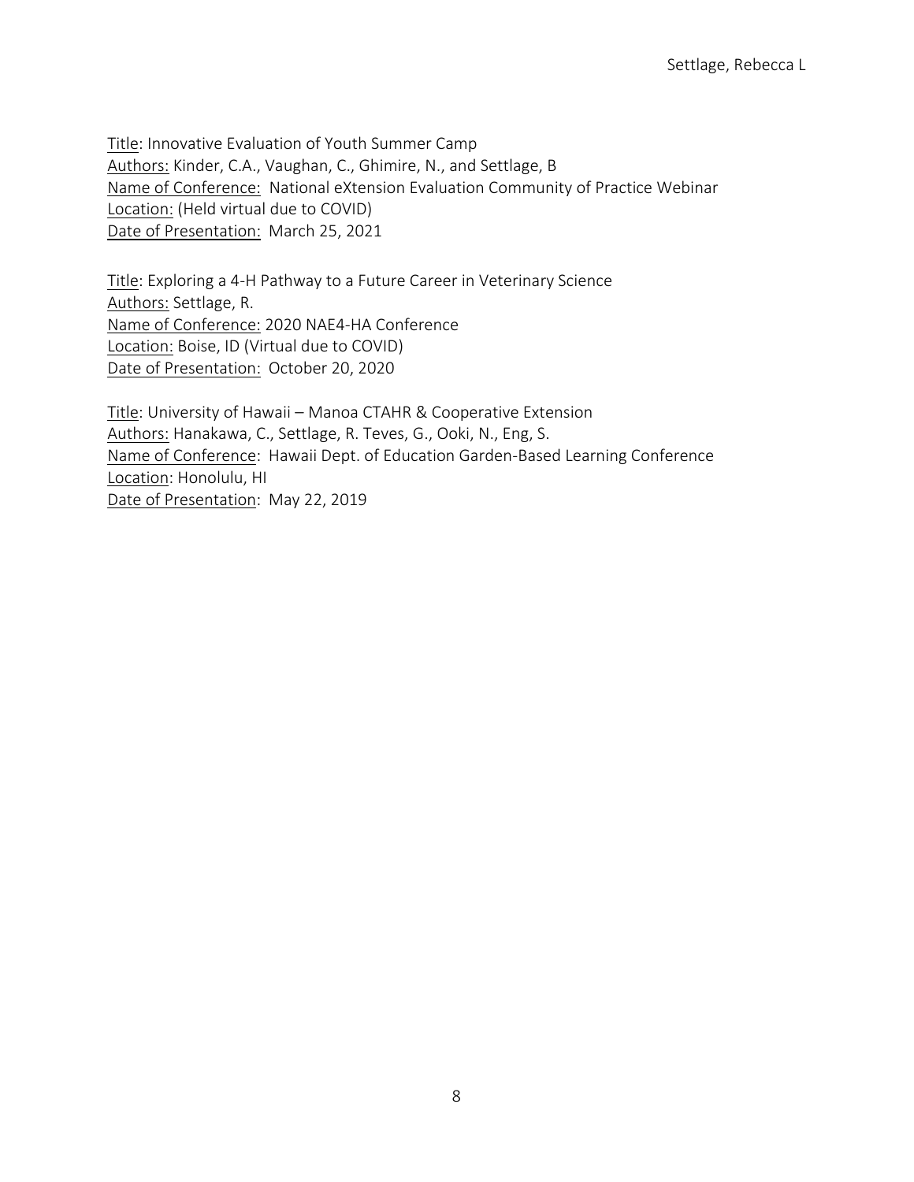Title: Innovative Evaluation of Youth Summer Camp
Authors: Kinder, C.A., Vaughan, C., Ghimire, N., and Settlage, B
Name of Conference: National eXtension Evaluation Community of Practice Webinar
Location: (Held virtual due to COVID)
Date of Presentation: March 25, 2021

Title: Exploring a 4-H Pathway to a Future Career in Veterinary Science
Authors: Settlage, R.
Name of Conference: 2020 NAE4-HA Conference
Location: Boise, ID (Virtual due to COVID)
Date of Presentation: October 20, 2020

Title: University of Hawaii – Manoa CTAHR & Cooperative Extension
Authors: Hanakawa, C., Settlage, R. Teves, G., Ooki, N., Eng, S.
Name of Conference: Hawaii Dept. of Education Garden-Based Learning Conference
Location: Honolulu, HI
Date of Presentation: May 22, 2019